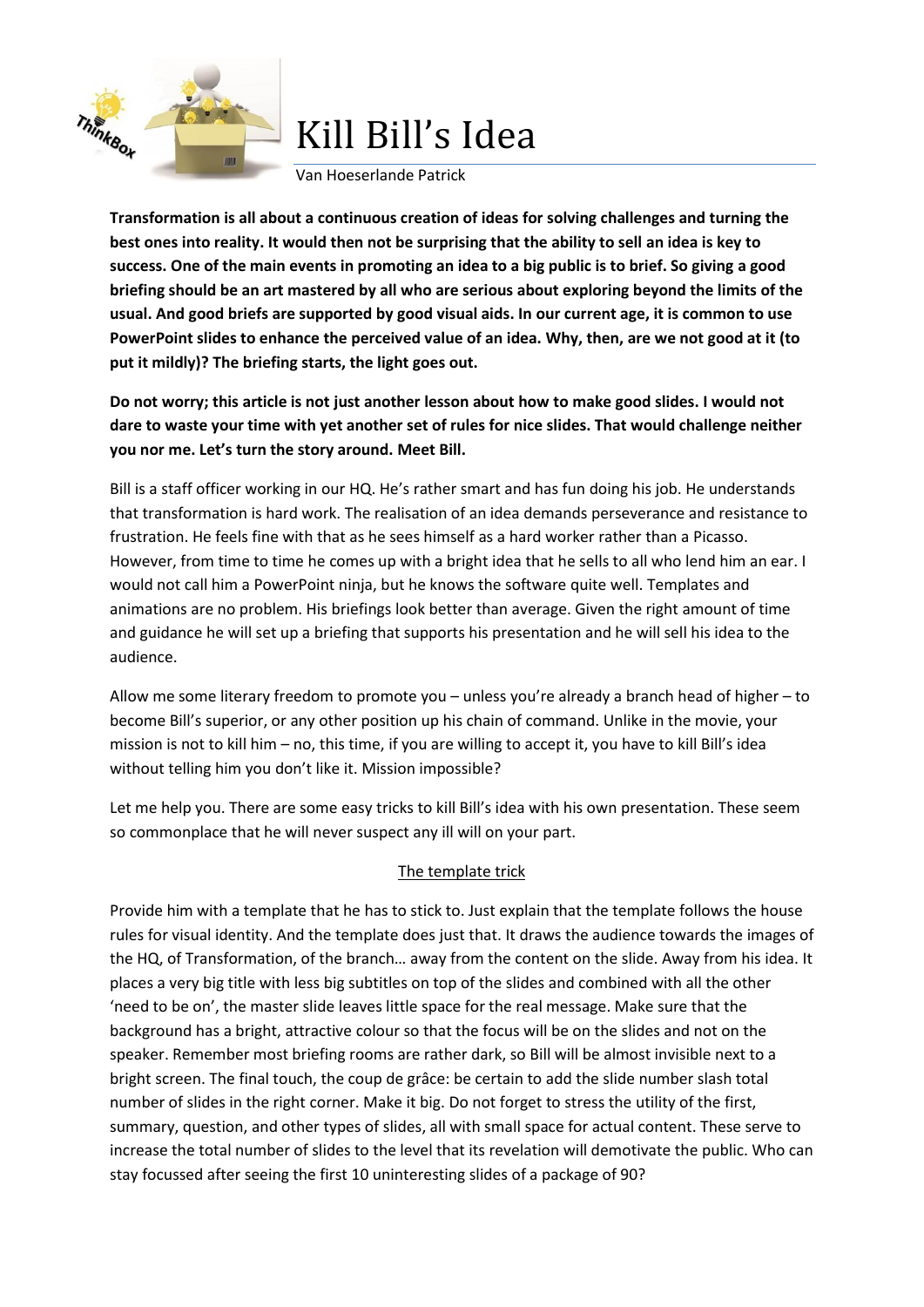# Kill Bill's Idea

Van Hoeserlande Patrick

**Transformation is all about a continuous creation of ideas for solving challenges and turning the best ones into reality. It would then not be surprising that the ability to sell an idea is key to success. One of the main events in promoting an idea to a big public is to brief. So giving a good briefing should be an art mastered by all who are serious about exploring beyond the limits of the usual. And good briefs are supported by good visual aids. In our current age, it is common to use PowerPoint slides to enhance the perceived value of an idea. Why, then, are we not good at it (to put it mildly)? The briefing starts, the light goes out.**

**Do not worry; this article is not just another lesson about how to make good slides. I would not dare to waste your time with yet another set of rules for nice slides. That would challenge neither you nor me. Let's turn the story around. Meet Bill.**

Bill is a staff officer working in our HQ. He's rather smart and has fun doing his job. He understands that transformation is hard work. The realisation of an idea demands perseverance and resistance to frustration. He feels fine with that as he sees himself as a hard worker rather than a Picasso. However, from time to time he comes up with a bright idea that he sells to all who lend him an ear. I would not call him a PowerPoint ninja, but he knows the software quite well. Templates and animations are no problem. His briefings look better than average. Given the right amount of time and guidance he will set up a briefing that supports his presentation and he will sell his idea to the audience.

Allow me some literary freedom to promote you – unless you're already a branch head of higher – to become Bill's superior, or any other position up his chain of command. Unlike in the movie, your mission is not to kill him – no, this time, if you are willing to accept it, you have to kill Bill's idea without telling him you don't like it. Mission impossible?

Let me help you. There are some easy tricks to kill Bill's idea with his own presentation. These seem so commonplace that he will never suspect any ill will on your part.

## The template trick

Provide him with a template that he has to stick to. Just explain that the template follows the house rules for visual identity. And the template does just that. It draws the audience towards the images of the HQ, of Transformation, of the branch… away from the content on the slide. Away from his idea. It places a very big title with less big subtitles on top of the slides and combined with all the other 'need to be on', the master slide leaves little space for the real message. Make sure that the background has a bright, attractive colour so that the focus will be on the slides and not on the speaker. Remember most briefing rooms are rather dark, so Bill will be almost invisible next to a bright screen. The final touch, the coup de grâce: be certain to add the slide number slash total number of slides in the right corner. Make it big. Do not forget to stress the utility of the first, summary, question, and other types of slides, all with small space for actual content. These serve to increase the total number of slides to the level that its revelation will demotivate the public. Who can stay focussed after seeing the first 10 uninteresting slides of a package of 90?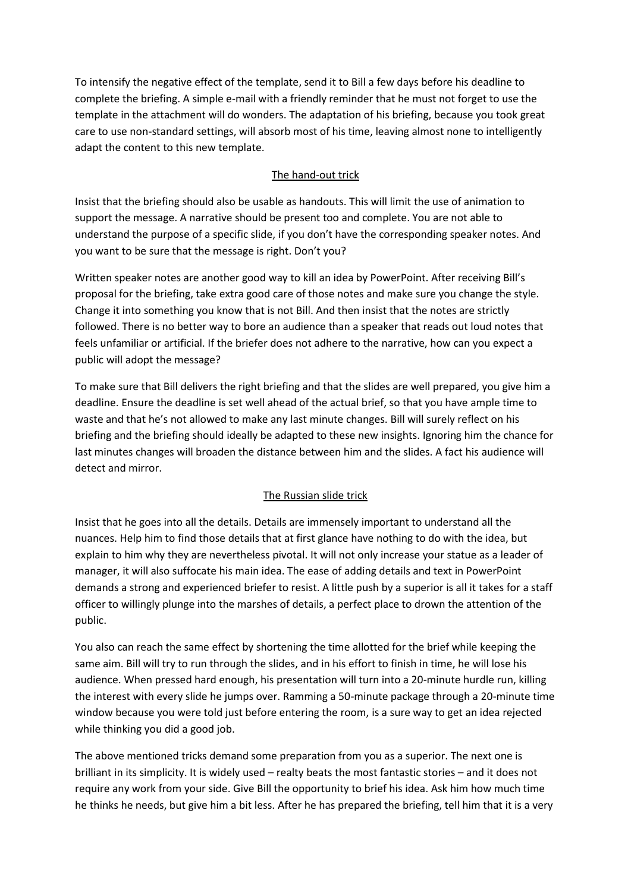To intensify the negative effect of the template, send it to Bill a few days before his deadline to complete the briefing. A simple e-mail with a friendly reminder that he must not forget to use the template in the attachment will do wonders. The adaptation of his briefing, because you took great care to use non-standard settings, will absorb most of his time, leaving almost none to intelligently adapt the content to this new template.

## The hand-out trick

Insist that the briefing should also be usable as handouts. This will limit the use of animation to support the message. A narrative should be present too and complete. You are not able to understand the purpose of a specific slide, if you don't have the corresponding speaker notes. And you want to be sure that the message is right. Don't you?

Written speaker notes are another good way to kill an idea by PowerPoint. After receiving Bill's proposal for the briefing, take extra good care of those notes and make sure you change the style. Change it into something you know that is not Bill. And then insist that the notes are strictly followed. There is no better way to bore an audience than a speaker that reads out loud notes that feels unfamiliar or artificial. If the briefer does not adhere to the narrative, how can you expect a public will adopt the message?

To make sure that Bill delivers the right briefing and that the slides are well prepared, you give him a deadline. Ensure the deadline is set well ahead of the actual brief, so that you have ample time to waste and that he's not allowed to make any last minute changes. Bill will surely reflect on his briefing and the briefing should ideally be adapted to these new insights. Ignoring him the chance for last minutes changes will broaden the distance between him and the slides. A fact his audience will detect and mirror.

## The Russian slide trick

Insist that he goes into all the details. Details are immensely important to understand all the nuances. Help him to find those details that at first glance have nothing to do with the idea, but explain to him why they are nevertheless pivotal. It will not only increase your statue as a leader of manager, it will also suffocate his main idea. The ease of adding details and text in PowerPoint demands a strong and experienced briefer to resist. A little push by a superior is all it takes for a staff officer to willingly plunge into the marshes of details, a perfect place to drown the attention of the public.

You also can reach the same effect by shortening the time allotted for the brief while keeping the same aim. Bill will try to run through the slides, and in his effort to finish in time, he will lose his audience. When pressed hard enough, his presentation will turn into a 20-minute hurdle run, killing the interest with every slide he jumps over. Ramming a 50-minute package through a 20-minute time window because you were told just before entering the room, is a sure way to get an idea rejected while thinking you did a good job.

The above mentioned tricks demand some preparation from you as a superior. The next one is brilliant in its simplicity. It is widely used – realty beats the most fantastic stories – and it does not require any work from your side. Give Bill the opportunity to brief his idea. Ask him how much time he thinks he needs, but give him a bit less. After he has prepared the briefing, tell him that it is a very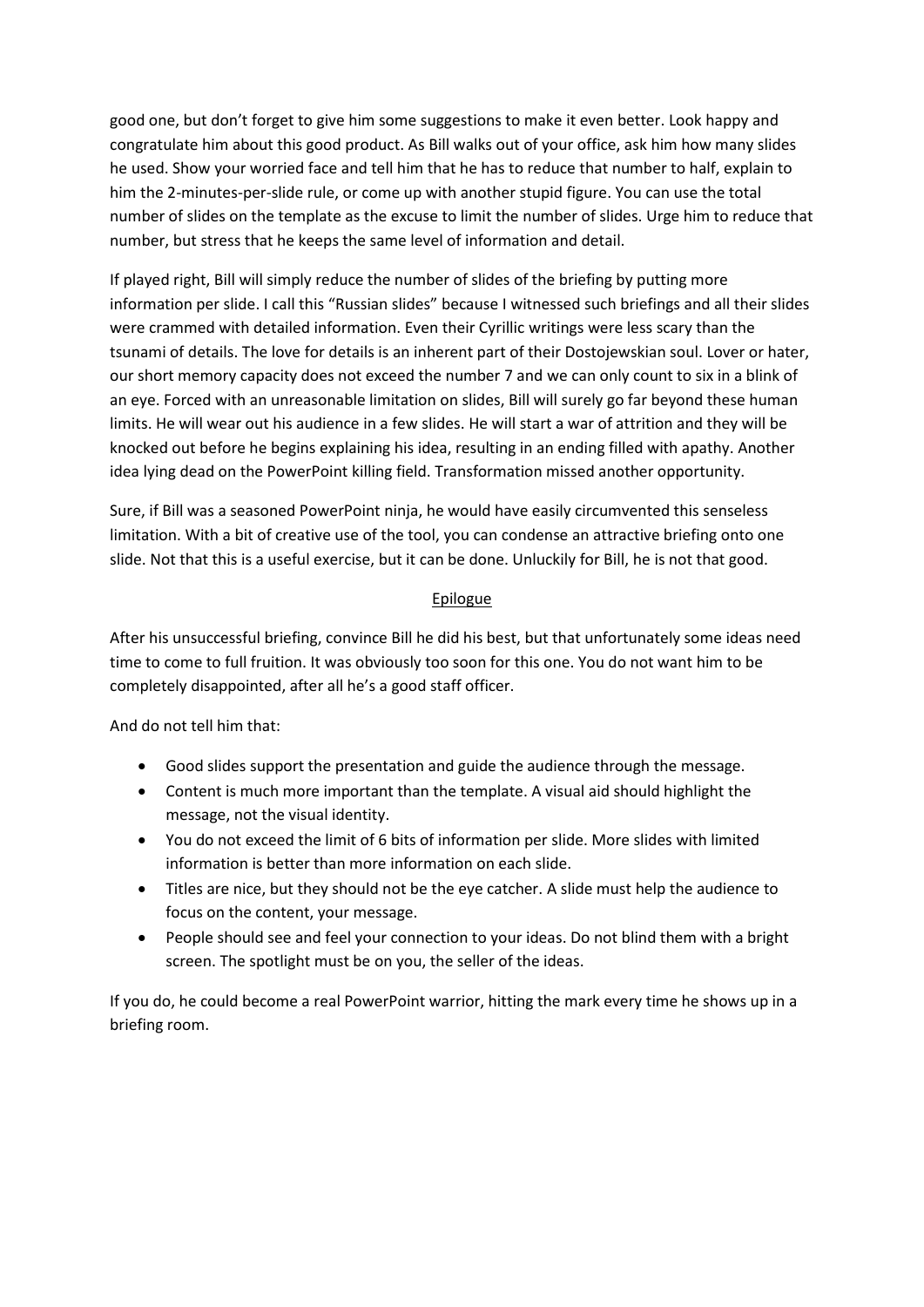good one, but don't forget to give him some suggestions to make it even better. Look happy and congratulate him about this good product. As Bill walks out of your office, ask him how many slides he used. Show your worried face and tell him that he has to reduce that number to half, explain to him the 2-minutes-per-slide rule, or come up with another stupid figure. You can use the total number of slides on the template as the excuse to limit the number of slides. Urge him to reduce that number, but stress that he keeps the same level of information and detail.

If played right, Bill will simply reduce the number of slides of the briefing by putting more information per slide. I call this "Russian slides" because I witnessed such briefings and all their slides were crammed with detailed information. Even their Cyrillic writings were less scary than the tsunami of details. The love for details is an inherent part of their Dostojewskian soul. Lover or hater, our short memory capacity does not exceed the number 7 and we can only count to six in a blink of an eye. Forced with an unreasonable limitation on slides, Bill will surely go far beyond these human limits. He will wear out his audience in a few slides. He will start a war of attrition and they will be knocked out before he begins explaining his idea, resulting in an ending filled with apathy. Another idea lying dead on the PowerPoint killing field. Transformation missed another opportunity.

Sure, if Bill was a seasoned PowerPoint ninja, he would have easily circumvented this senseless limitation. With a bit of creative use of the tool, you can condense an attractive briefing onto one slide. Not that this is a useful exercise, but it can be done. Unluckily for Bill, he is not that good.

## Epilogue

After his unsuccessful briefing, convince Bill he did his best, but that unfortunately some ideas need time to come to full fruition. It was obviously too soon for this one. You do not want him to be completely disappointed, after all he's a good staff officer.

And do not tell him that:

- Good slides support the presentation and guide the audience through the message.
- Content is much more important than the template. A visual aid should highlight the message, not the visual identity.
- You do not exceed the limit of 6 bits of information per slide. More slides with limited information is better than more information on each slide.
- Titles are nice, but they should not be the eye catcher. A slide must help the audience to focus on the content, your message.
- People should see and feel your connection to your ideas. Do not blind them with a bright screen. The spotlight must be on you, the seller of the ideas.

If you do, he could become a real PowerPoint warrior, hitting the mark every time he shows up in a briefing room.